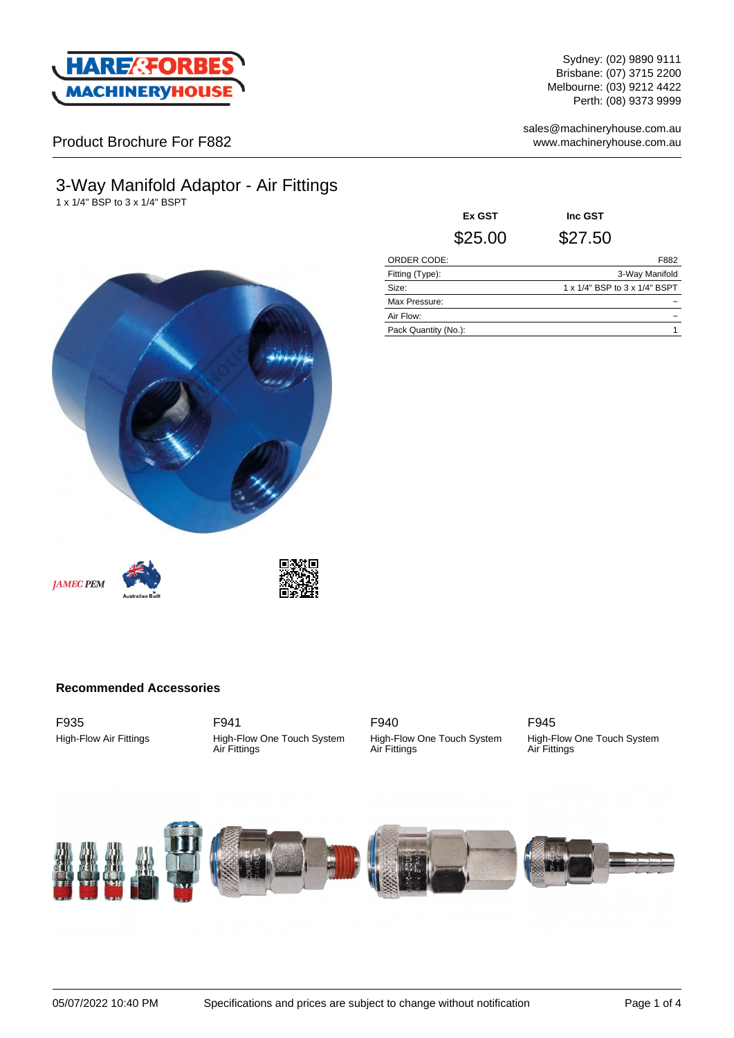Sydney: (02) 9890 9111
Brisbane: (07) 3715 2200
Melbourne: (03) 9212 4422
Perth: (08) 9373 9999

sales@machineryhouse.com.au
www.machineryhouse.com.au

Product Brochure For F882

# 3-Way Manifold Adaptor - Air Fittings

1 x 1/4" BSP to 3 x 1/4" BSPT

| Ex GST | Inc GST |
|---|---|
| $25.00 | $27.50 |

| | |
|---|---|
| ORDER CODE: | F882 |
| Fitting (Type): | 3-Way Manifold |
| Size: | 1 x 1/4" BSP to 3 x 1/4" BSPT |
| Max Pressure: | ~ |
| Air Flow: | ~ |
| Pack Quantity (No.): | 1 |

JAMEC PEM

Australian Built

## Recommended Accessories

F935
High-Flow Air Fittings

F941
High-Flow One Touch System Air Fittings

F940
High-Flow One Touch System Air Fittings

F945
High-Flow One Touch System Air Fittings

05/07/2022 10:40 PM Specifications and prices are subject to change without notification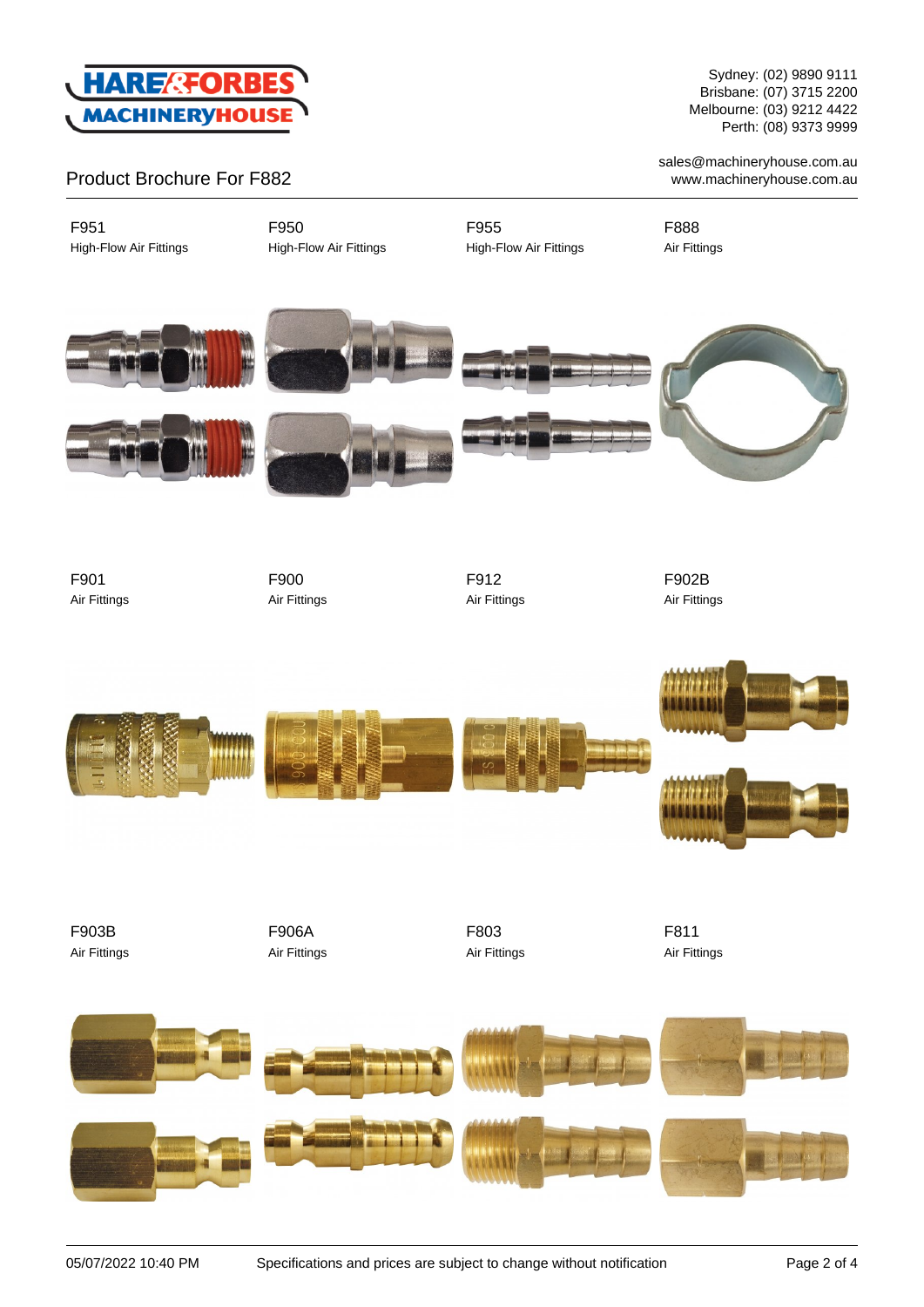Product Brochure For F882

| F951 | F950 | F955 | F888 |
| --- | --- | --- | --- |
| High-Flow Air Fittings | High-Flow Air Fittings | High-Flow Air Fittings | Air Fittings |

| F901 | F900 | F912 | F902B |
| --- | --- | --- | --- |
| Air Fittings | Air Fittings | Air Fittings | Air Fittings |

| F903B | F906A | F803 | F811 |
| --- | --- | --- | --- |
| Air Fittings | Air Fittings | Air Fittings | Air Fittings |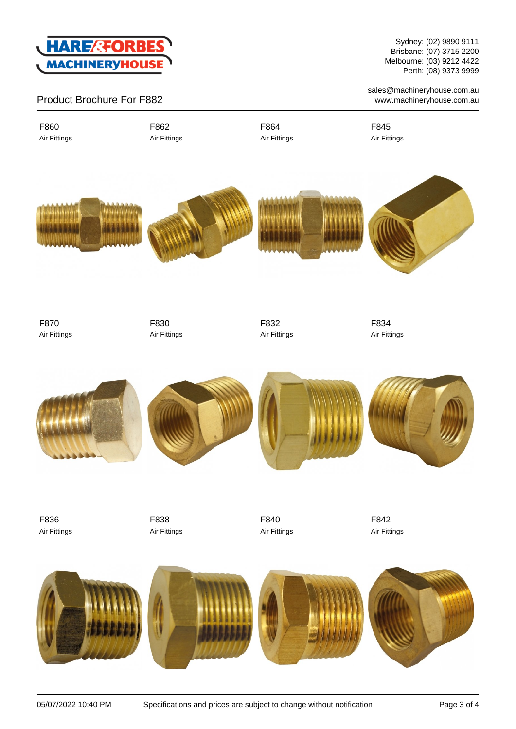Sydney: (02) 9890 9111
Brisbane: (07) 3715 2200
Melbourne: (03) 9212 4422
Perth: (08) 9373 9999

sales@machineryhouse.com.au
www.machineryhouse.com.au

Product Brochure For F882

F860
Air Fittings

F862
Air Fittings

F864
Air Fittings

F845
Air Fittings

F870
Air Fittings

F830
Air Fittings

F832
Air Fittings

F834
Air Fittings

F836
Air Fittings

F838
Air Fittings

F840
Air Fittings

F842
Air Fittings

05/07/2022 10:40 PM Specifications and prices are subject to change without notification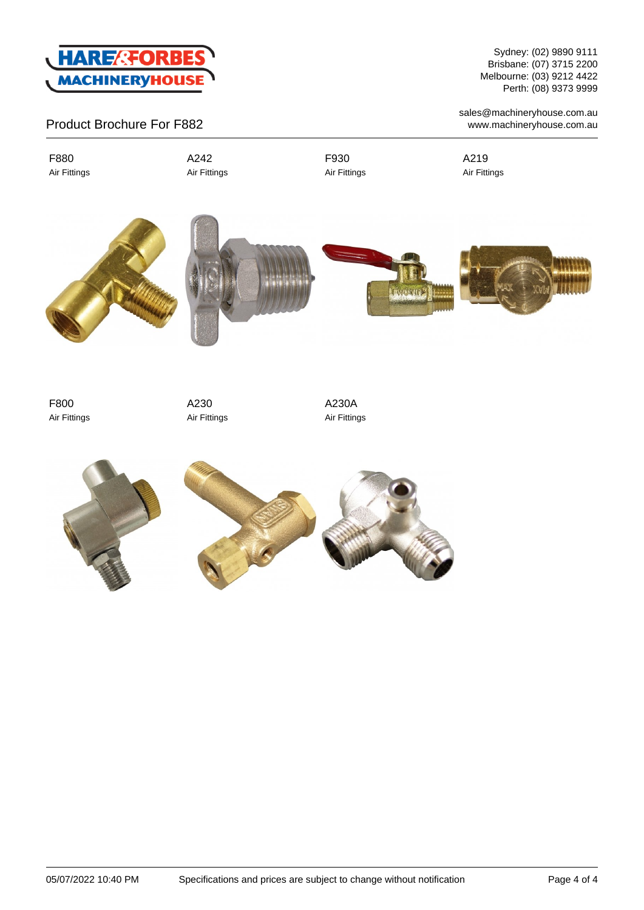Product Brochure For F882

F880
Air Fittings

A242
Air Fittings

F930
Air Fittings

A219
Air Fittings

F800
Air Fittings

A230
Air Fittings

A230A
Air Fittings